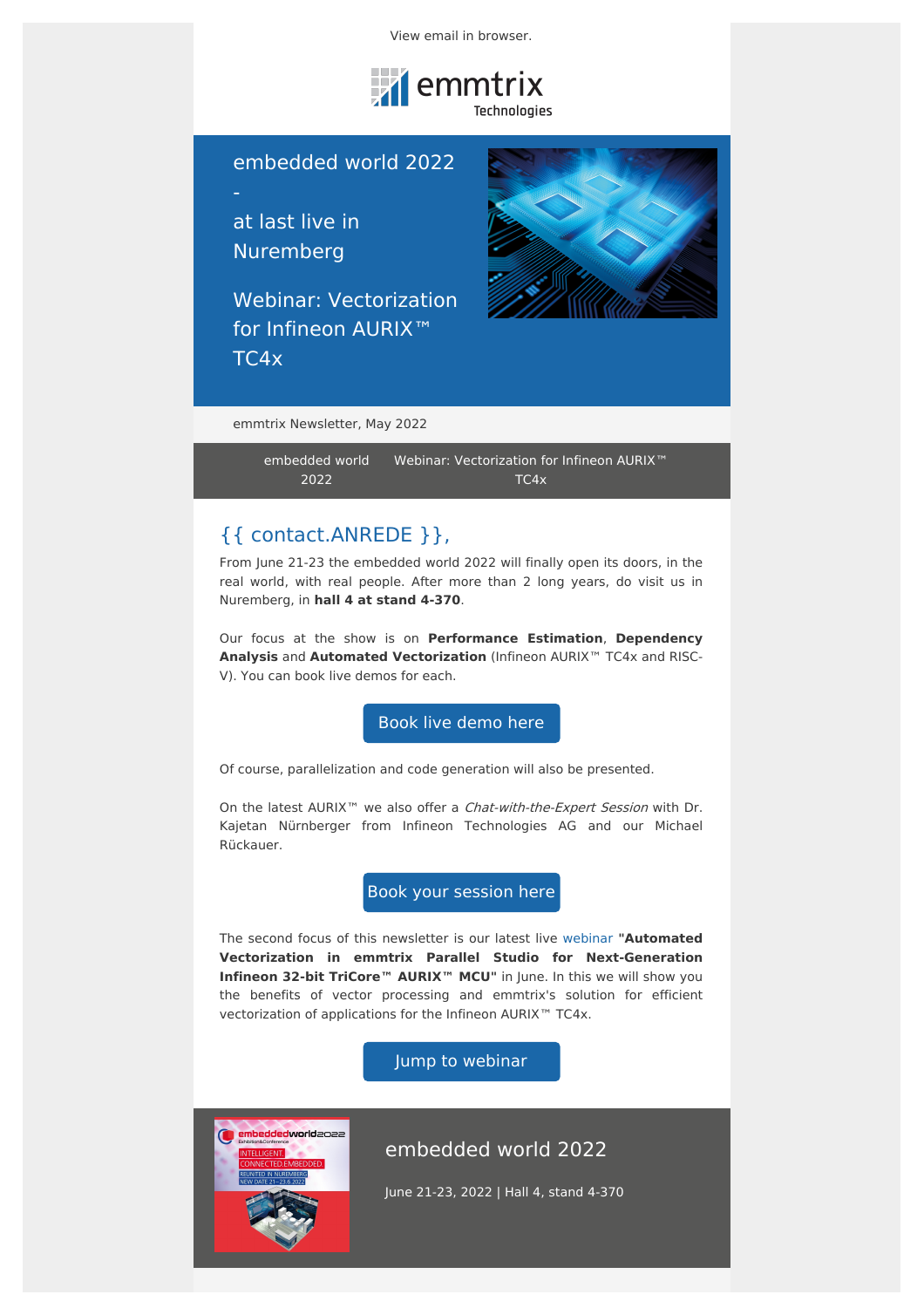View email in browser.

emmtrix Technologies

# embedded world 2022 - at last live in Nuremberg

# Webinar: Vectorization for Infineon AURIX™ TC4x

emmtrix Newsletter, May 2022

embedded world 2022 | Webinar: Vectorization for Infineon AURIX™ TC4x

## {{ contact.ANREDE }},

From June 21-23 the embedded world 2022 will finally open its doors, in the real world, with real people. After more than 2 long years, do visit us in Nuremberg, in **hall 4 at stand 4-370**.

Our focus at the show is on **Performance Estimation**, **Dependency Analysis** and **Automated Vectorization** (Infineon AURIX™ TC4x and RISC-V). You can book live demos for each.

Book live demo here

Of course, parallelization and code generation will also be presented.

On the latest AURIX™ we also offer a *Chat-with-the-Expert Session* with Dr. Kajetan Nürnberger from Infineon Technologies AG and our Michael Rückauer.

Book your session here

The second focus of this newsletter is our latest live webinar **"Automated Vectorization in emmtrix Parallel Studio for Next-Generation Infineon 32-bit TriCore™ AURIX™ MCU"** in June. In this we will show you the benefits of vector processing and emmtrix's solution for efficient vectorization of applications for the Infineon AURIX™ TC4x.

Jump to webinar

## embedded world 2022

June 21-23, 2022 | Hall 4, stand 4-370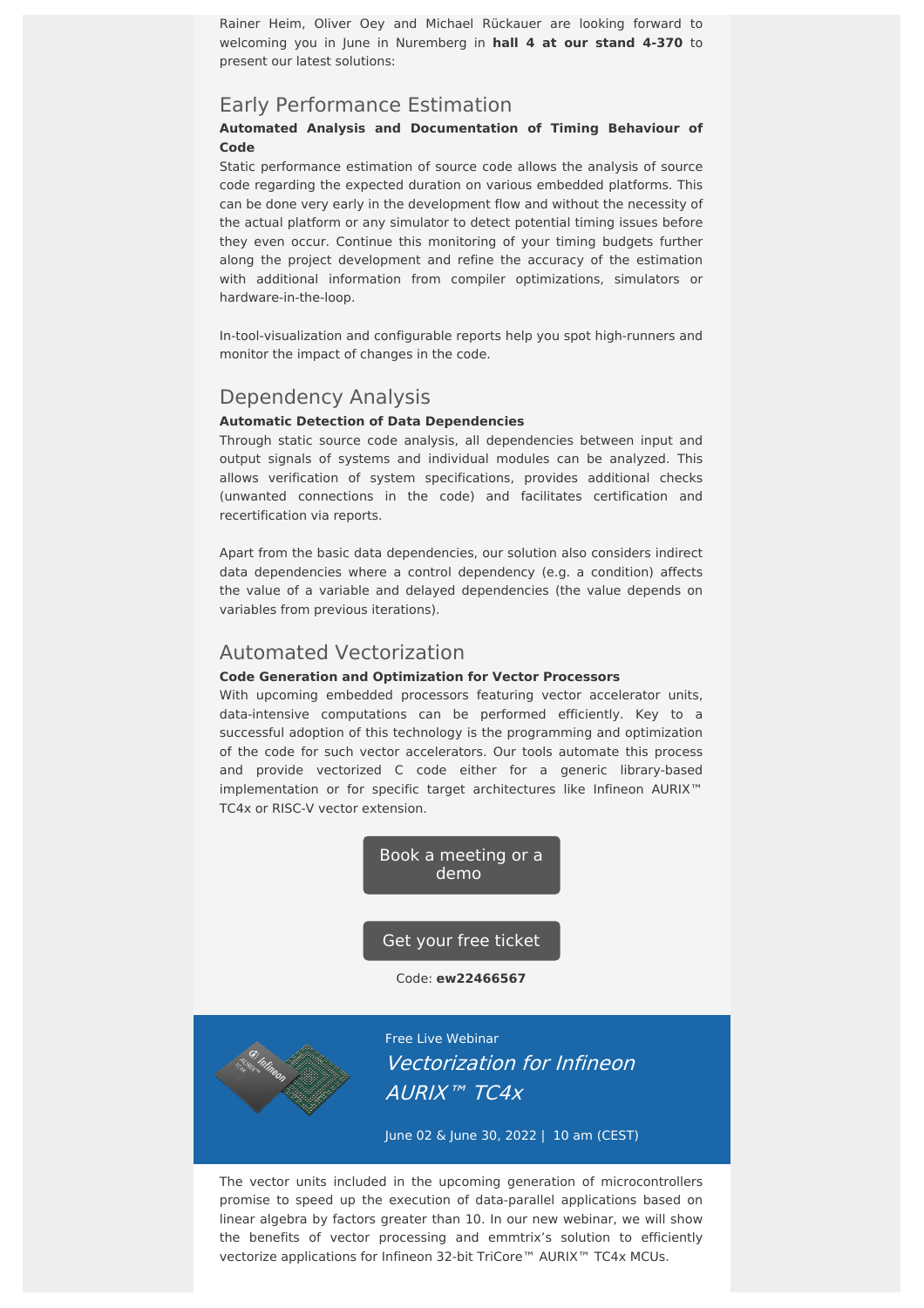Rainer Heim, Oliver Oey and Michael Rückauer are looking forward to welcoming you in June in Nuremberg in **hall 4 at our stand 4-370** to present our latest solutions:

## Early Performance Estimation

**Automated Analysis and Documentation of Timing Behaviour of Code**

Static performance estimation of source code allows the analysis of source code regarding the expected duration on various embedded platforms. This can be done very early in the development flow and without the necessity of the actual platform or any simulator to detect potential timing issues before they even occur. Continue this monitoring of your timing budgets further along the project development and refine the accuracy of the estimation with additional information from compiler optimizations, simulators or hardware-in-the-loop.

In-tool-visualization and configurable reports help you spot high-runners and monitor the impact of changes in the code.

## Dependency Analysis

**Automatic Detection of Data Dependencies**

Through static source code analysis, all dependencies between input and output signals of systems and individual modules can be analyzed. This allows verification of system specifications, provides additional checks (unwanted connections in the code) and facilitates certification and recertification via reports.

Apart from the basic data dependencies, our solution also considers indirect data dependencies where a control dependency (e.g. a condition) affects the value of a variable and delayed dependencies (the value depends on variables from previous iterations).

## Automated Vectorization

**Code Generation and Optimization for Vector Processors**

With upcoming embedded processors featuring vector accelerator units, data-intensive computations can be performed efficiently. Key to a successful adoption of this technology is the programming and optimization of the code for such vector accelerators. Our tools automate this process and provide vectorized C code either for a generic library-based implementation or for specific target architectures like Infineon AURIX™ TC4x or RISC-V vector extension.

Book a meeting or a demo

Get your free ticket

Code: **ew22466567**

Free Live Webinar

*Vectorization for Infineon AURIX™ TC4x*

June 02 & June 30, 2022 | 10 am (CEST)

The vector units included in the upcoming generation of microcontrollers promise to speed up the execution of data-parallel applications based on linear algebra by factors greater than 10. In our new webinar, we will show the benefits of vector processing and emmtrix's solution to efficiently vectorize applications for Infineon 32-bit TriCore™ AURIX™ TC4x MCUs.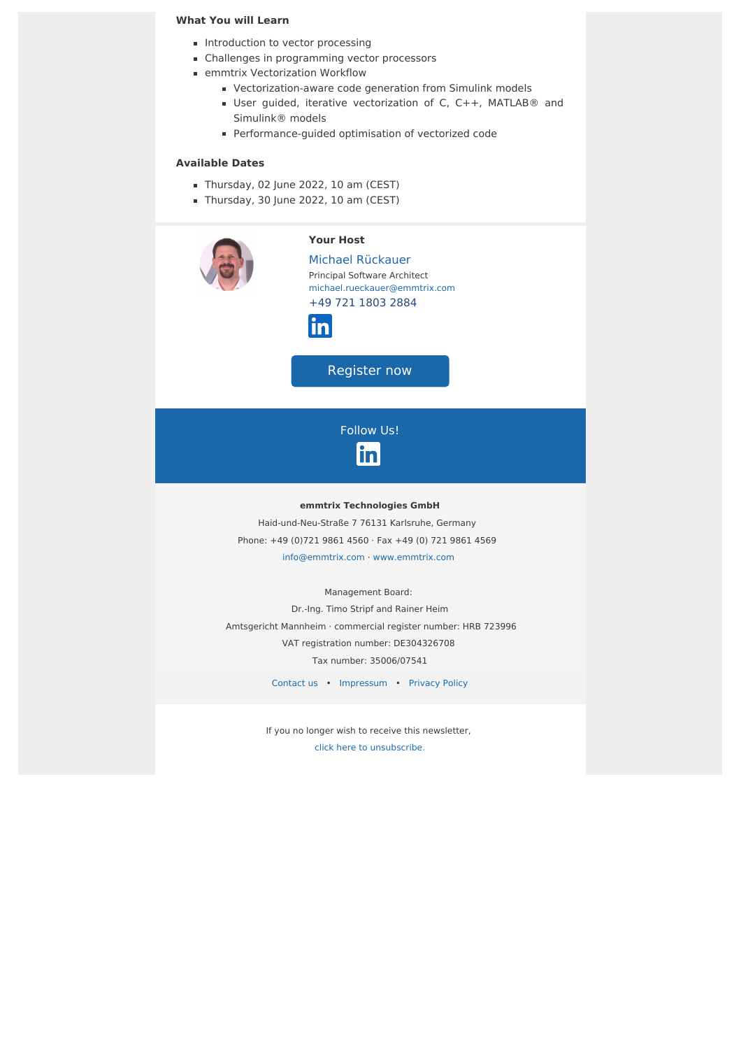**What You will Learn**

- Introduction to vector processing
- Challenges in programming vector processors
- emmtrix Vectorization Workflow
    - Vectorization-aware code generation from Simulink models
    - User guided, iterative vectorization of C, C++, MATLAB® and Simulink® models
    - Performance-guided optimisation of vectorized code

**Available Dates**

- Thursday, 02 June 2022, 10 am (CEST)
- Thursday, 30 June 2022, 10 am (CEST)

**Your Host**

Michael Rückauer

Principal Software Architect

michael.rueckauer@emmtrix.com

+49 721 1803 2884

Register now

Follow Us!

**emmtrix Technologies GmbH**

Haid-und-Neu-Straße 7 76131 Karlsruhe, Germany

Phone: +49 (0)721 9861 4560 · Fax +49 (0) 721 9861 4569

info@emmtrix.com · www.emmtrix.com

Management Board:

Dr.-Ing. Timo Stripf and Rainer Heim

Amtsgericht Mannheim · commercial register number: HRB 723996

VAT registration number: DE304326708

Tax number: 35006/07541

Contact us • Impressum • Privacy Policy

If you no longer wish to receive this newsletter,

click here to unsubscribe.